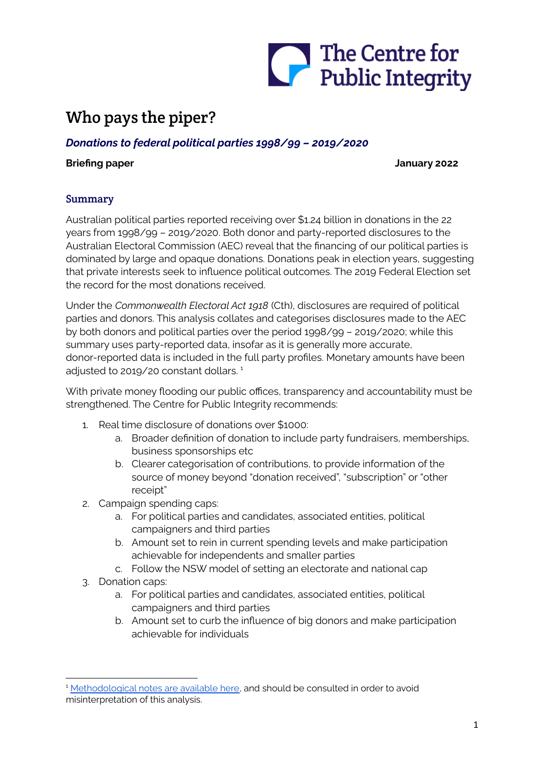The Centre for Public Integrity

# Who pays the piper?

## *Donations to federal political parties 1998/99 – 2019/2020*

**Briefing paper** **January 2022**

### Summary

Australian political parties reported receiving over $1.24 billion in donations in the 22 years from 1998/99 – 2019/2020. Both donor and party-reported disclosures to the Australian Electoral Commission (AEC) reveal that the financing of our political parties is dominated by large and opaque donations. Donations peak in election years, suggesting that private interests seek to influence political outcomes. The 2019 Federal Election set the record for the most donations received.

Under the *Commonwealth Electoral Act 1918* (Cth), disclosures are required of political parties and donors. This analysis collates and categorises disclosures made to the AEC by both donors and political parties over the period 1998/99 – 2019/2020; while this summary uses party-reported data, insofar as it is generally more accurate, donor-reported data is included in the full party profiles. Monetary amounts have been adjusted to 2019/20 constant dollars. [1]

With private money flooding our public offices, transparency and accountability must be strengthened. The Centre for Public Integrity recommends:

1. Real time disclosure of donations over $1000:
    a. Broader definition of donation to include party fundraisers, memberships, business sponsorships etc
    b. Clearer categorisation of contributions, to provide information of the source of money beyond "donation received", "subscription" or "other receipt"
2. Campaign spending caps:
    a. For political parties and candidates, associated entities, political campaigners and third parties
    b. Amount set to rein in current spending levels and make participation achievable for independents and smaller parties
    c. Follow the NSW model of setting an electorate and national cap
3. Donation caps:
    a. For political parties and candidates, associated entities, political campaigners and third parties
    b. Amount set to curb the influence of big donors and make participation achievable for individuals

[1] Methodological notes are available here, and should be consulted in order to avoid misinterpretation of this analysis.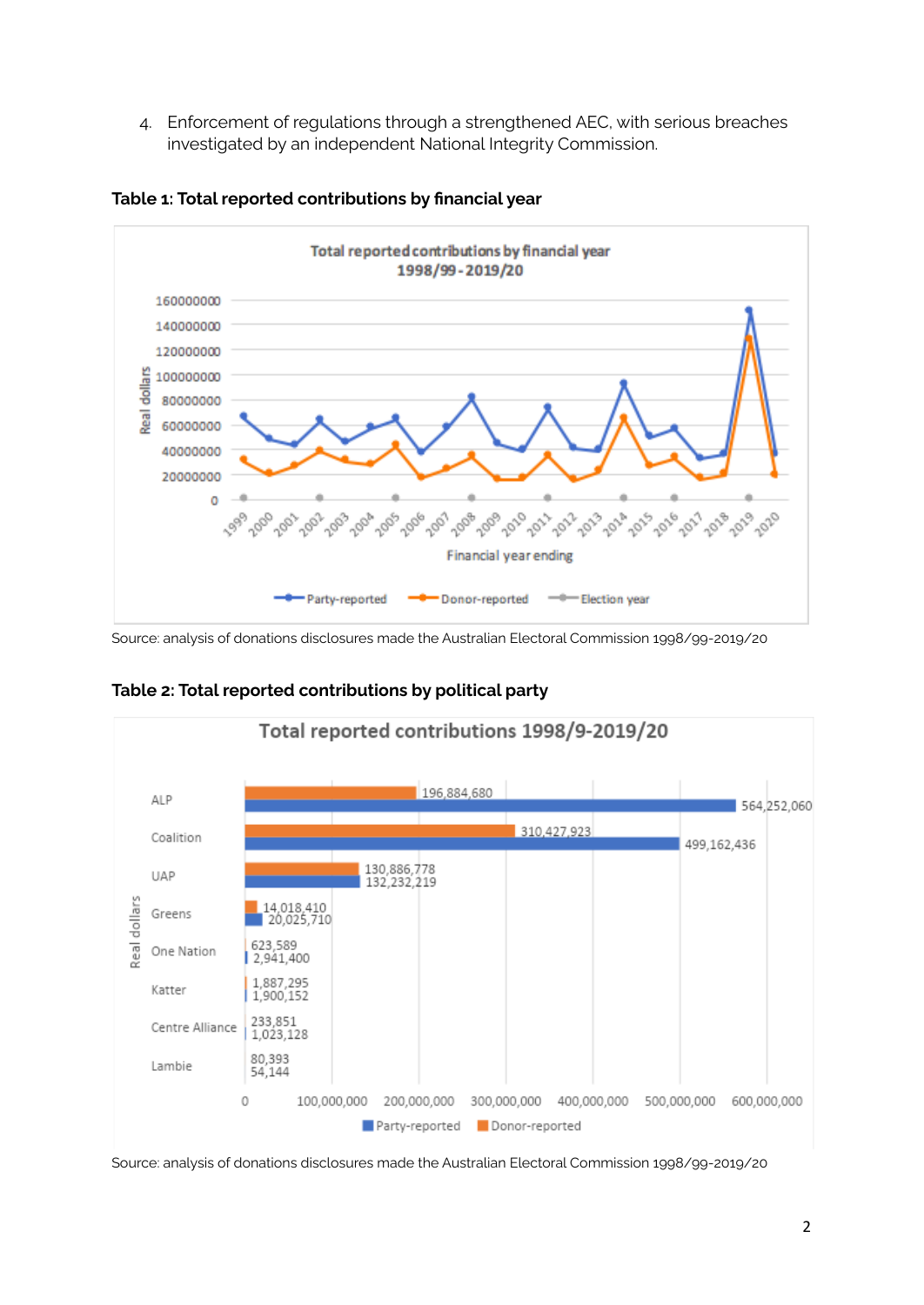4. Enforcement of regulations through a strengthened AEC, with serious breaches investigated by an independent National Integrity Commission.

**Table 1: Total reported contributions by financial year**

Total reported contributions by financial year 1998/99 - 2019/20

Source: analysis of donations disclosures made the Australian Electoral Commission 1998/99-2019/20

**Table 2: Total reported contributions by political party**

Total reported contributions 1998/9-2019/20

| Party | Party-reported | Donor-reported |
| --- | --- | --- |
| ALP | 564,252,060 | 196,884,680 |
| Coalition | 499,162,436 | 310,427,923 |
| UAP | 132,232,219 | 130,886,778 |
| Greens | 20,025,710 | 14,018,410 |
| One Nation | 2,941,400 | 623,589 |
| Katter | 1,900,152 | 1,887,295 |
| Centre Alliance | 1,023,128 | 233,851 |
| Lambie | 54,144 | 80,393 |

Source: analysis of donations disclosures made the Australian Electoral Commission 1998/99-2019/20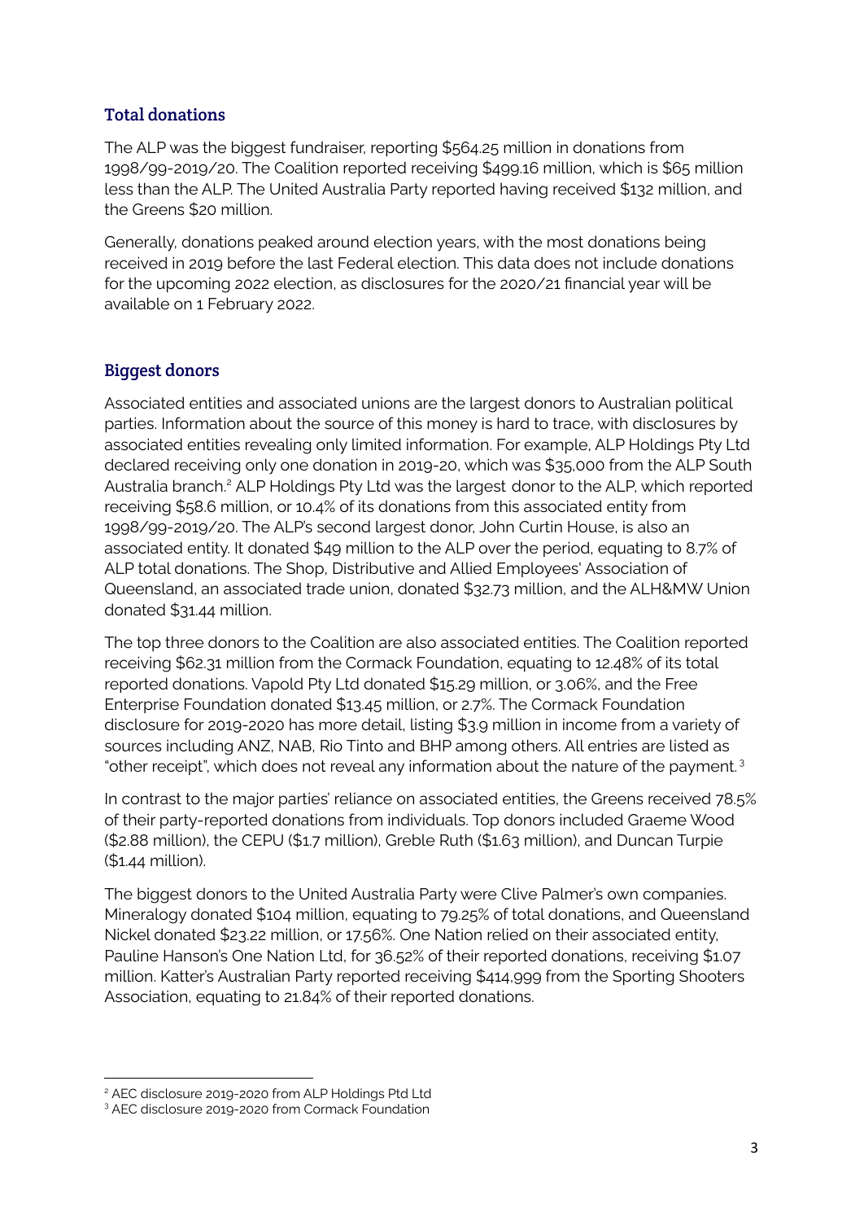## Total donations

The ALP was the biggest fundraiser, reporting $564.25 million in donations from 1998/99-2019/20. The Coalition reported receiving $499.16 million, which is $65 million less than the ALP. The United Australia Party reported having received $132 million, and the Greens $20 million.

Generally, donations peaked around election years, with the most donations being received in 2019 before the last Federal election. This data does not include donations for the upcoming 2022 election, as disclosures for the 2020/21 financial year will be available on 1 February 2022.

## Biggest donors

Associated entities and associated unions are the largest donors to Australian political parties. Information about the source of this money is hard to trace, with disclosures by associated entities revealing only limited information. For example, ALP Holdings Pty Ltd declared receiving only one donation in 2019-20, which was $35,000 from the ALP South Australia branch.[2] ALP Holdings Pty Ltd was the largest donor to the ALP, which reported receiving $58.6 million, or 10.4% of its donations from this associated entity from 1998/99-2019/20. The ALP's second largest donor, John Curtin House, is also an associated entity. It donated $49 million to the ALP over the period, equating to 8.7% of ALP total donations. The Shop, Distributive and Allied Employees' Association of Queensland, an associated trade union, donated $32.73 million, and the ALH&MW Union donated $31.44 million.

The top three donors to the Coalition are also associated entities. The Coalition reported receiving $62.31 million from the Cormack Foundation, equating to 12.48% of its total reported donations. Vapold Pty Ltd donated $15.29 million, or 3.06%, and the Free Enterprise Foundation donated $13.45 million, or 2.7%. The Cormack Foundation disclosure for 2019-2020 has more detail, listing $3.9 million in income from a variety of sources including ANZ, NAB, Rio Tinto and BHP among others. All entries are listed as "other receipt", which does not reveal any information about the nature of the payment.[3]

In contrast to the major parties' reliance on associated entities, the Greens received 78.5% of their party-reported donations from individuals. Top donors included Graeme Wood ($2.88 million), the CEPU ($1.7 million), Greble Ruth ($1.63 million), and Duncan Turpie ($1.44 million).

The biggest donors to the United Australia Party were Clive Palmer's own companies. Mineralogy donated $104 million, equating to 79.25% of total donations, and Queensland Nickel donated $23.22 million, or 17.56%. One Nation relied on their associated entity, Pauline Hanson's One Nation Ltd, for 36.52% of their reported donations, receiving $1.07 million. Katter's Australian Party reported receiving $414,999 from the Sporting Shooters Association, equating to 21.84% of their reported donations.

---

[2] AEC disclosure 2019-2020 from ALP Holdings Ptd Ltd

[3] AEC disclosure 2019-2020 from Cormack Foundation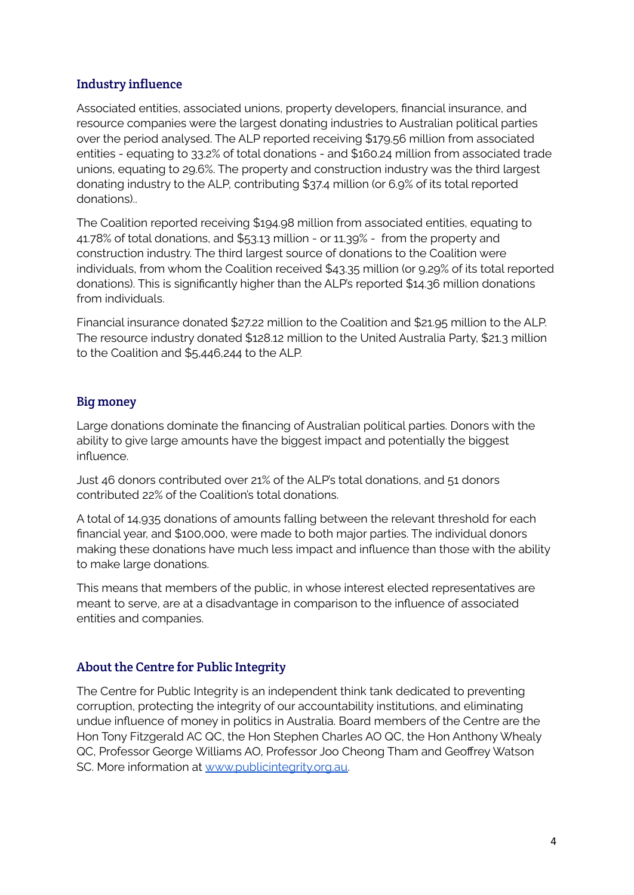## Industry influence

Associated entities, associated unions, property developers, financial insurance, and resource companies were the largest donating industries to Australian political parties over the period analysed. The ALP reported receiving $179.56 million from associated entities - equating to 33.2% of total donations - and $160.24 million from associated trade unions, equating to 29.6%. The property and construction industry was the third largest donating industry to the ALP, contributing $37.4 million (or 6.9% of its total reported donations)..

The Coalition reported receiving $194.98 million from associated entities, equating to 41.78% of total donations, and $53.13 million - or 11.39% - from the property and construction industry. The third largest source of donations to the Coalition were individuals, from whom the Coalition received $43.35 million (or 9.29% of its total reported donations). This is significantly higher than the ALP's reported $14.36 million donations from individuals.

Financial insurance donated $27.22 million to the Coalition and $21.95 million to the ALP. The resource industry donated $128.12 million to the United Australia Party, $21.3 million to the Coalition and $5,446,244 to the ALP.

## Big money

Large donations dominate the financing of Australian political parties. Donors with the ability to give large amounts have the biggest impact and potentially the biggest influence.

Just 46 donors contributed over 21% of the ALP's total donations, and 51 donors contributed 22% of the Coalition's total donations.

A total of 14,935 donations of amounts falling between the relevant threshold for each financial year, and $100,000, were made to both major parties. The individual donors making these donations have much less impact and influence than those with the ability to make large donations.

This means that members of the public, in whose interest elected representatives are meant to serve, are at a disadvantage in comparison to the influence of associated entities and companies.

## About the Centre for Public Integrity

The Centre for Public Integrity is an independent think tank dedicated to preventing corruption, protecting the integrity of our accountability institutions, and eliminating undue influence of money in politics in Australia. Board members of the Centre are the Hon Tony Fitzgerald AC QC, the Hon Stephen Charles AO QC, the Hon Anthony Whealy QC, Professor George Williams AO, Professor Joo Cheong Tham and Geoffrey Watson SC. More information at [www.publicintegrity.org.au](http://www.publicintegrity.org.au).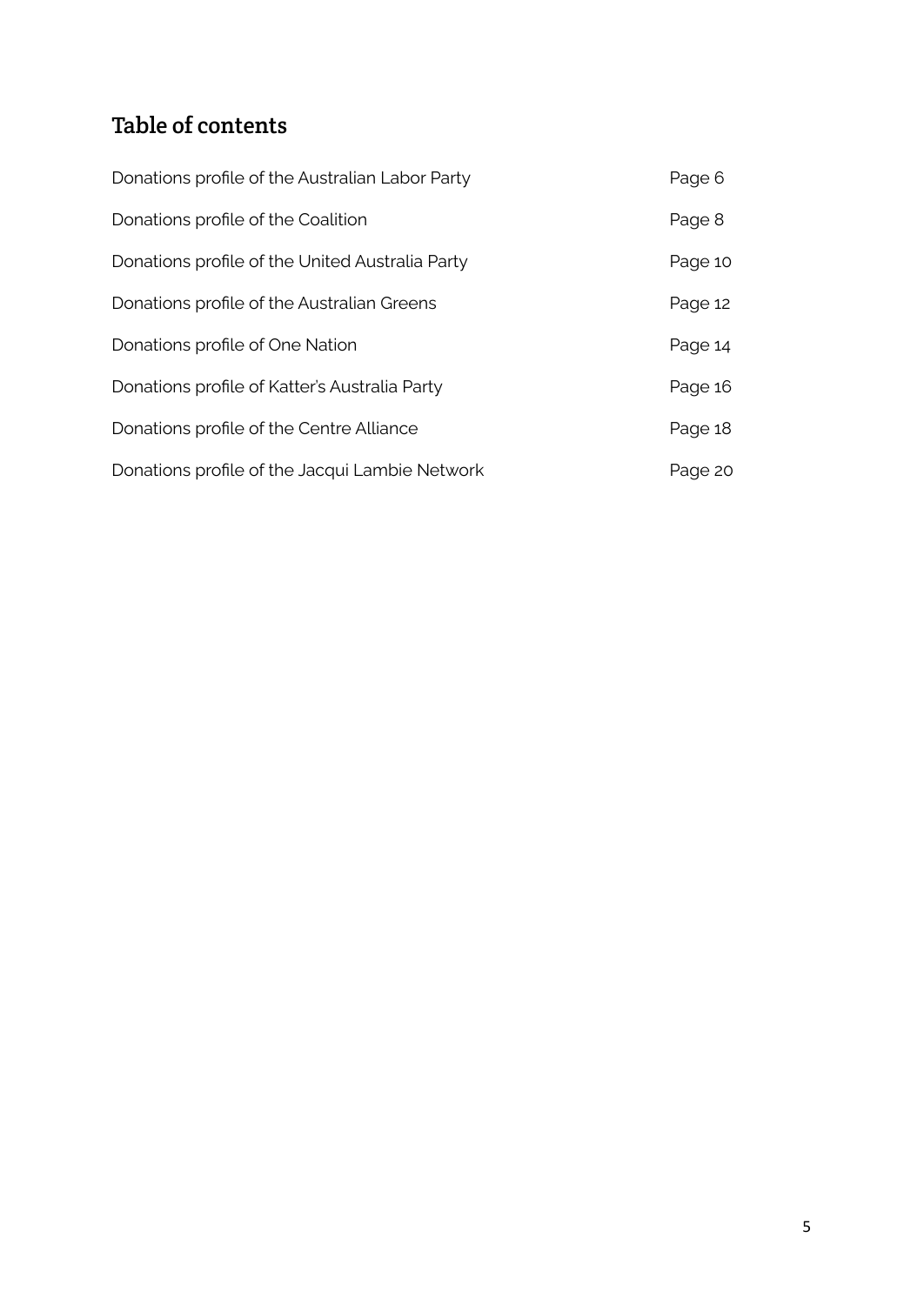## Table of contents

| | |
|---|---|
| Donations profile of the Australian Labor Party | Page 6 |
| Donations profile of the Coalition | Page 8 |
| Donations profile of the United Australia Party | Page 10 |
| Donations profile of the Australian Greens | Page 12 |
| Donations profile of One Nation | Page 14 |
| Donations profile of Katter's Australia Party | Page 16 |
| Donations profile of the Centre Alliance | Page 18 |
| Donations profile of the Jacqui Lambie Network | Page 20 |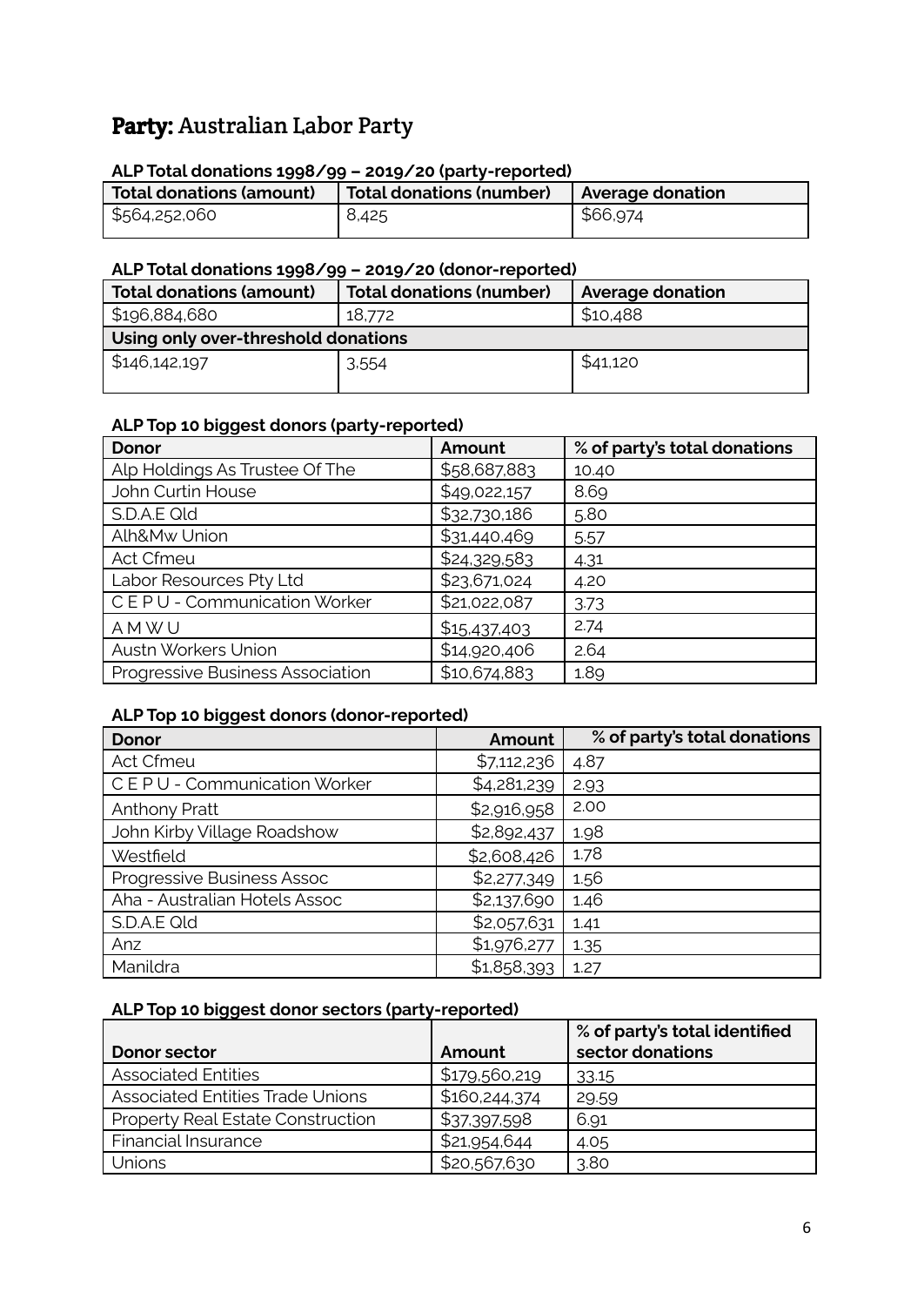## **Party:** Australian Labor Party

**ALP Total donations 1998/99 – 2019/20 (party-reported)**

| Total donations (amount) | Total donations (number) | Average donation |
|---|---|---|
| $564,252,060 | 8,425 | $66,974 |

**ALP Total donations 1998/99 – 2019/20 (donor-reported)**

| Total donations (amount) | Total donations (number) | Average donation |
|---|---|---|
| $196,884,680 | 18,772 | $10,488 |
| **Using only over-threshold donations** | | |
| $146,142,197 | 3,554 | $41,120 |

**ALP Top 10 biggest donors (party-reported)**

| Donor | Amount | % of party's total donations |
|---|---|---|
| Alp Holdings As Trustee Of The | $58,687,883 | 10.40 |
| John Curtin House | $49,022,157 | 8.69 |
| S.D.A.E Qld | $32,730,186 | 5.80 |
| Alh&Mw Union | $31,440,469 | 5.57 |
| Act Cfmeu | $24,329,583 | 4.31 |
| Labor Resources Pty Ltd | $23,671,024 | 4.20 |
| C E P U - Communication Worker | $21,022,087 | 3.73 |
| A M W U | $15,437,403 | 2.74 |
| Austn Workers Union | $14,920,406 | 2.64 |
| Progressive Business Association | $10,674,883 | 1.89 |

**ALP Top 10 biggest donors (donor-reported)**

| Donor | Amount | % of party's total donations |
|---|---|---|
| Act Cfmeu | $7,112,236 | 4.87 |
| C E P U - Communication Worker | $4,281,239 | 2.93 |
| Anthony Pratt | $2,916,958 | 2.00 |
| John Kirby Village Roadshow | $2,892,437 | 1.98 |
| Westfield | $2,608,426 | 1.78 |
| Progressive Business Assoc | $2,277,349 | 1.56 |
| Aha - Australian Hotels Assoc | $2,137,690 | 1.46 |
| S.D.A.E Qld | $2,057,631 | 1.41 |
| Anz | $1,976,277 | 1.35 |
| Manildra | $1,858,393 | 1.27 |

**ALP Top 10 biggest donor sectors (party-reported)**

| Donor sector | Amount | % of party's total identified sector donations |
|---|---|---|
| Associated Entities | $179,560,219 | 33.15 |
| Associated Entities Trade Unions | $160,244,374 | 29.59 |
| Property Real Estate Construction | $37,397,598 | 6.91 |
| Financial Insurance | $21,954,644 | 4.05 |
| Unions | $20,567,630 | 3.80 |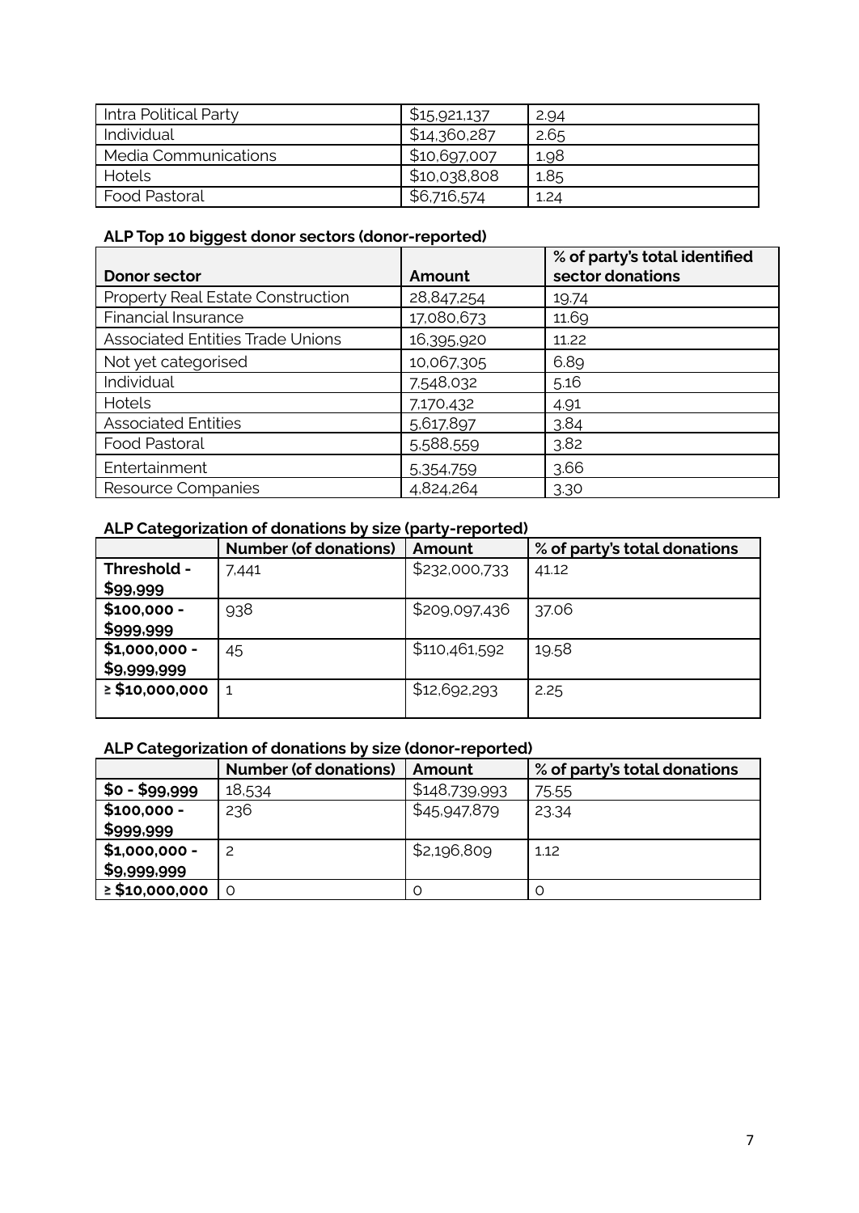| Intra Political Party | $15,921,137 | 2.94 |
|---|---|---|
| Individual | $14,360,287 | 2.65 |
| Media Communications | $10,697,007 | 1.98 |
| Hotels | $10,038,808 | 1.85 |
| Food Pastoral | $6,716,574 | 1.24 |

**ALP Top 10 biggest donor sectors (donor-reported)**

| Donor sector | Amount | % of party's total identified sector donations |
|---|---|---|
| Property Real Estate Construction | 28,847,254 | 19.74 |
| Financial Insurance | 17,080,673 | 11.69 |
| Associated Entities Trade Unions | 16,395,920 | 11.22 |
| Not yet categorised | 10,067,305 | 6.89 |
| Individual | 7,548,032 | 5.16 |
| Hotels | 7,170,432 | 4.91 |
| Associated Entities | 5,617,897 | 3.84 |
| Food Pastoral | 5,588,559 | 3.82 |
| Entertainment | 5,354,759 | 3.66 |
| Resource Companies | 4,824,264 | 3.30 |

**ALP Categorization of donations by size (party-reported)**

| | Number (of donations) | Amount | % of party's total donations |
|---|---|---|---|
| **Threshold - $99,999** | 7,441 | $232,000,733 | 41.12 |
| **$100,000 - $999,999** | 938 | $209,097,436 | 37.06 |
| **$1,000,000 - $9,999,999** | 45 | $110,461,592 | 19.58 |
| **≥ $10,000,000** | 1 | $12,692,293 | 2.25 |

**ALP Categorization of donations by size (donor-reported)**

| | Number (of donations) | Amount | % of party's total donations |
|---|---|---|---|
| **$0 - $99,999** | 18,534 | $148,739,993 | 75.55 |
| **$100,000 - $999,999** | 236 | $45,947,879 | 23.34 |
| **$1,000,000 - $9,999,999** | 2 | $2,196,809 | 1.12 |
| **≥ $10,000,000** | 0 | 0 | 0 |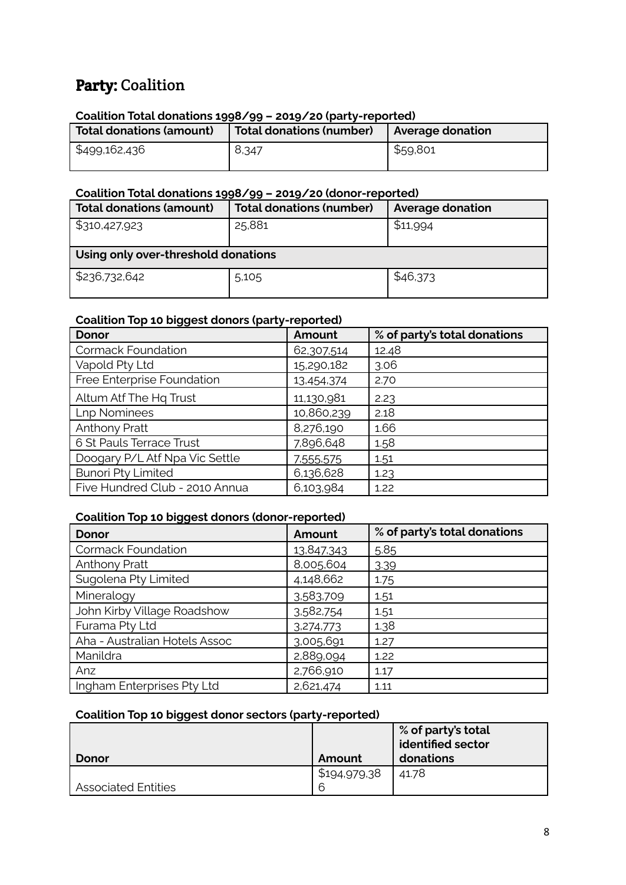## **Party:** Coalition

**Coalition Total donations 1998/99 – 2019/20 (party-reported)**

| Total donations (amount) | Total donations (number) | Average donation |
|---|---|---|
| $499,162,436 | 8,347 | $59,801 |

**Coalition Total donations 1998/99 – 2019/20 (donor-reported)**

| Total donations (amount) | Total donations (number) | Average donation |
|---|---|---|
| $310,427,923 | 25,881 | $11,994 |
| **Using only over-threshold donations** | | |
| $236,732,642 | 5,105 | $46,373 |

**Coalition Top 10 biggest donors (party-reported)**

| Donor | Amount | % of party's total donations |
|---|---|---|
| Cormack Foundation | 62,307,514 | 12.48 |
| Vapold Pty Ltd | 15,290,182 | 3.06 |
| Free Enterprise Foundation | 13,454,374 | 2.70 |
| Altum Atf The Hq Trust | 11,130,981 | 2.23 |
| Lnp Nominees | 10,860,239 | 2.18 |
| Anthony Pratt | 8,276,190 | 1.66 |
| 6 St Pauls Terrace Trust | 7,896,648 | 1.58 |
| Doogary P/L Atf Npa Vic Settle | 7,555,575 | 1.51 |
| Bunori Pty Limited | 6,136,628 | 1.23 |
| Five Hundred Club - 2010 Annua | 6,103,984 | 1.22 |

**Coalition Top 10 biggest donors (donor-reported)**

| Donor | Amount | % of party's total donations |
|---|---|---|
| Cormack Foundation | 13,847,343 | 5.85 |
| Anthony Pratt | 8,005,604 | 3.39 |
| Sugolena Pty Limited | 4,148,662 | 1.75 |
| Mineralogy | 3,583,709 | 1.51 |
| John Kirby Village Roadshow | 3,582,754 | 1.51 |
| Furama Pty Ltd | 3,274,773 | 1.38 |
| Aha - Australian Hotels Assoc | 3,005,691 | 1.27 |
| Manildra | 2,889,094 | 1.22 |
| Anz | 2,766,910 | 1.17 |
| Ingham Enterprises Pty Ltd | 2,621,474 | 1.11 |

**Coalition Top 10 biggest donor sectors (party-reported)**

| Donor | Amount | % of party's total identified sector donations |
|---|---|---|
| Associated Entities | $194,979,386 | 41.78 |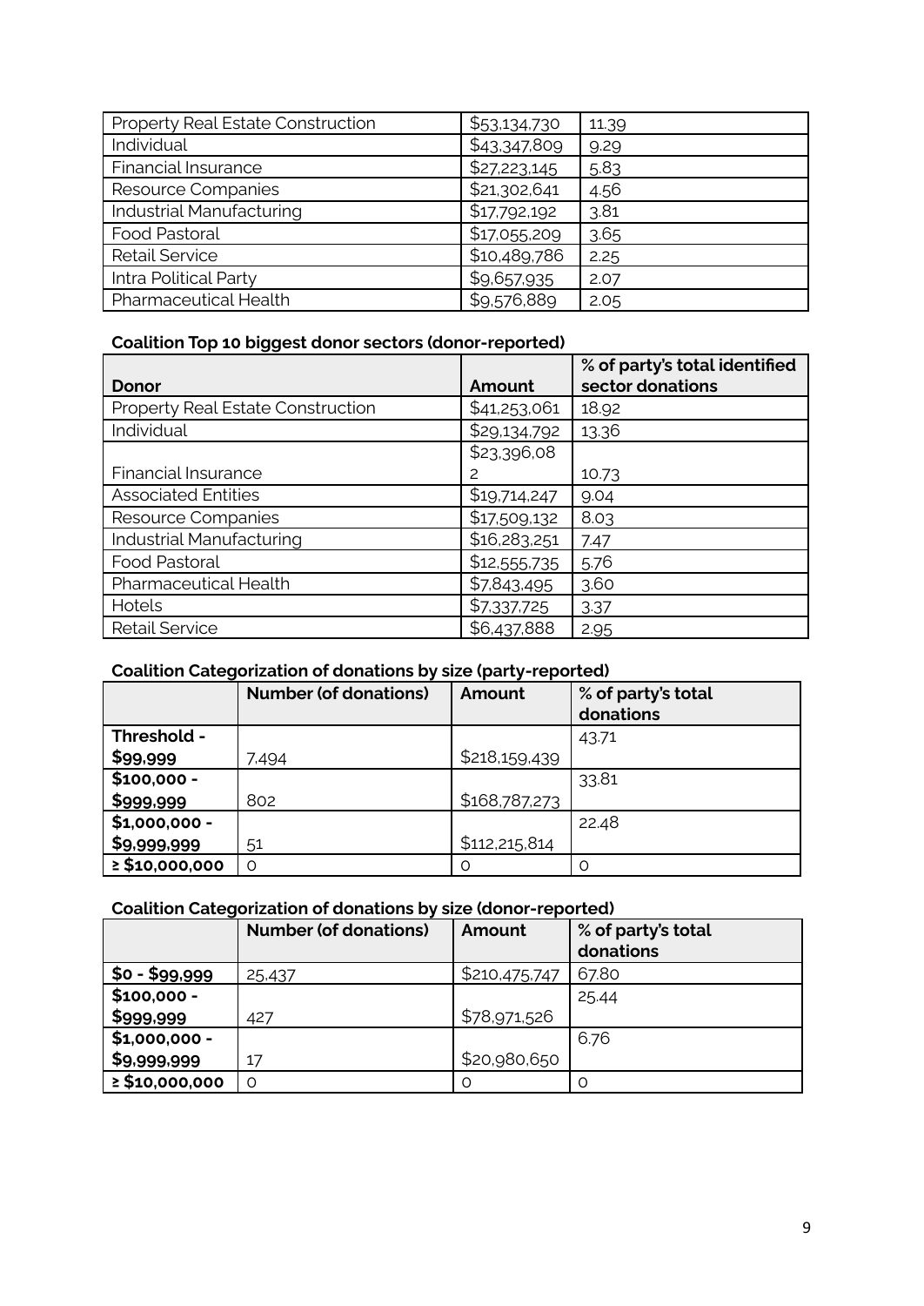| | | |
|---|---|---|
| Property Real Estate Construction | $53,134,730 | 11.39 |
| Individual | $43,347,809 | 9.29 |
| Financial Insurance | $27,223,145 | 5.83 |
| Resource Companies | $21,302,641 | 4.56 |
| Industrial Manufacturing | $17,792,192 | 3.81 |
| Food Pastoral | $17,055,209 | 3.65 |
| Retail Service | $10,489,786 | 2.25 |
| Intra Political Party | $9,657,935 | 2.07 |
| Pharmaceutical Health | $9,576,889 | 2.05 |

**Coalition Top 10 biggest donor sectors (donor-reported)**

| Donor | Amount | % of party's total identified sector donations |
|---|---|---|
| Property Real Estate Construction | $41,253,061 | 18.92 |
| Individual | $29,134,792 | 13.36 |
| Financial Insurance | $23,396,082 | 10.73 |
| Associated Entities | $19,714,247 | 9.04 |
| Resource Companies | $17,509,132 | 8.03 |
| Industrial Manufacturing | $16,283,251 | 7.47 |
| Food Pastoral | $12,555,735 | 5.76 |
| Pharmaceutical Health | $7,843,495 | 3.60 |
| Hotels | $7,337,725 | 3.37 |
| Retail Service | $6,437,888 | 2.95 |

**Coalition Categorization of donations by size (party-reported)**

| | Number (of donations) | Amount | % of party's total donations |
|---|---|---|---|
| **Threshold - $99,999** | 7,494 | $218,159,439 | 43.71 |
| **$100,000 - $999,999** | 802 | $168,787,273 | 33.81 |
| **$1,000,000 - $9,999,999** | 51 | $112,215,814 | 22.48 |
| **≥ $10,000,000** | 0 | 0 | 0 |

**Coalition Categorization of donations by size (donor-reported)**

| | Number (of donations) | Amount | % of party's total donations |
|---|---|---|---|
| **$0 - $99,999** | 25,437 | $210,475,747 | 67.80 |
| **$100,000 - $999,999** | 427 | $78,971,526 | 25.44 |
| **$1,000,000 - $9,999,999** | 17 | $20,980,650 | 6.76 |
| **≥ $10,000,000** | 0 | 0 | 0 |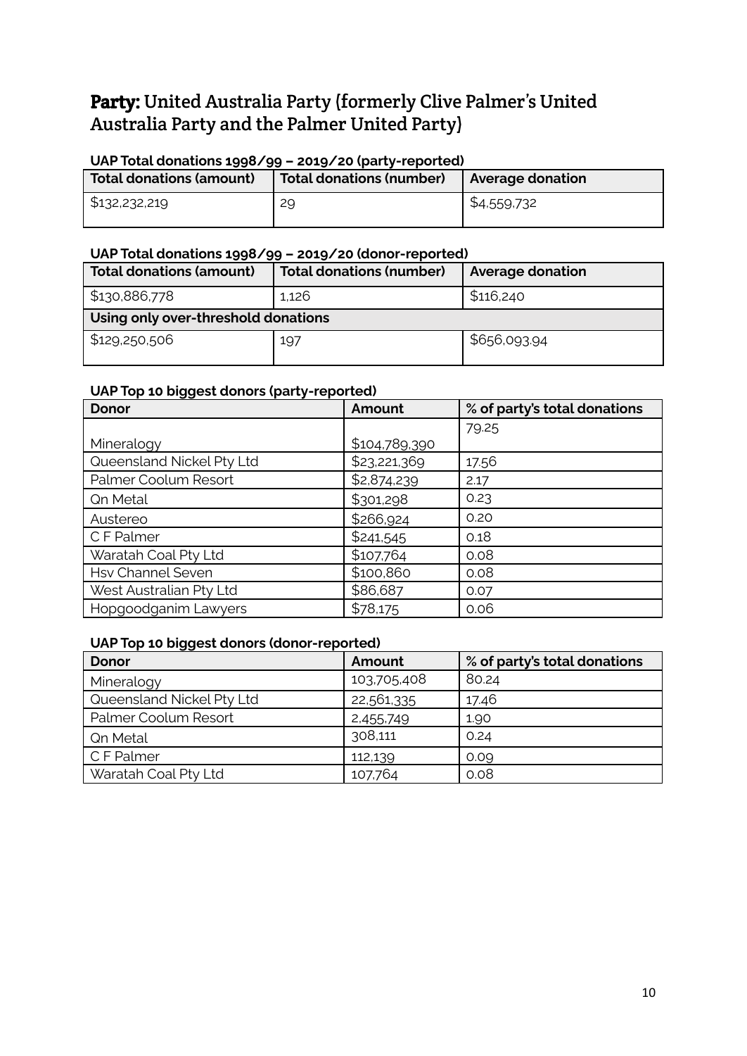## **Party:** United Australia Party (formerly Clive Palmer's United Australia Party and the Palmer United Party)

**UAP Total donations 1998/99 – 2019/20 (party-reported)**

| Total donations (amount) | Total donations (number) | Average donation |
|---|---|---|
| $132,232,219 | 29 | $4,559,732 |

**UAP Total donations 1998/99 – 2019/20 (donor-reported)**

| Total donations (amount) | Total donations (number) | Average donation |
|---|---|---|
| $130,886,778 | 1,126 | $116,240 |
| **Using only over-threshold donations** | | |
| $129,250,506 | 197 | $656,093.94 |

**UAP Top 10 biggest donors (party-reported)**

| Donor | Amount | % of party's total donations |
|---|---|---|
| Mineralogy | $104,789,390 | 79.25 |
| Queensland Nickel Pty Ltd | $23,221,369 | 17.56 |
| Palmer Coolum Resort | $2,874,239 | 2.17 |
| Qn Metal | $301,298 | 0.23 |
| Austereo | $266,924 | 0.20 |
| C F Palmer | $241,545 | 0.18 |
| Waratah Coal Pty Ltd | $107,764 | 0.08 |
| Hsv Channel Seven | $100,860 | 0.08 |
| West Australian Pty Ltd | $86,687 | 0.07 |
| Hopgoodganim Lawyers | $78,175 | 0.06 |

**UAP Top 10 biggest donors (donor-reported)**

| Donor | Amount | % of party's total donations |
|---|---|---|
| Mineralogy | 103,705,408 | 80.24 |
| Queensland Nickel Pty Ltd | 22,561,335 | 17.46 |
| Palmer Coolum Resort | 2,455,749 | 1.90 |
| Qn Metal | 308,111 | 0.24 |
| C F Palmer | 112,139 | 0.09 |
| Waratah Coal Pty Ltd | 107,764 | 0.08 |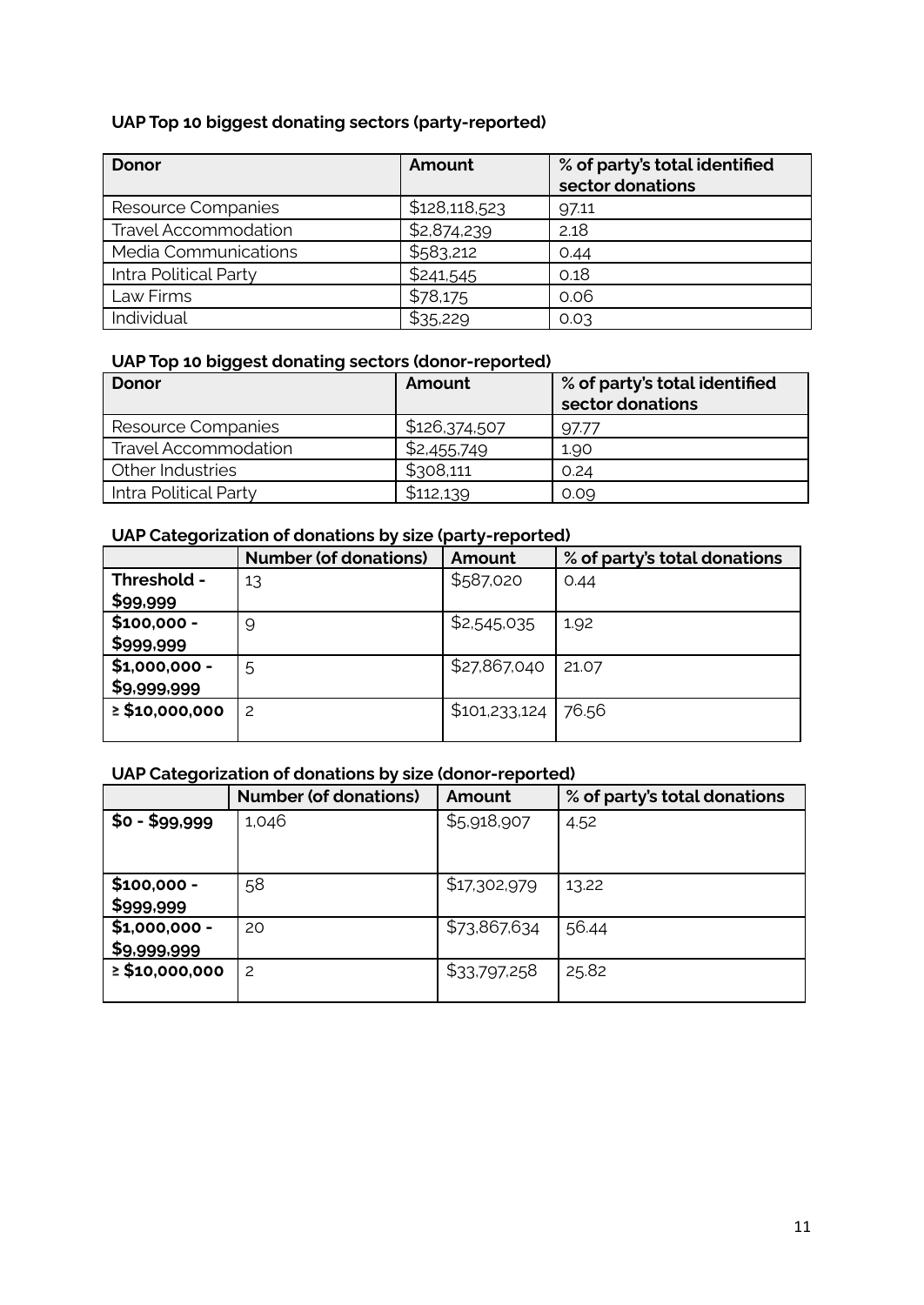### UAP Top 10 biggest donating sectors (party-reported)

| Donor | Amount | % of party's total identified sector donations |
|---|---|---|
| Resource Companies | $128,118,523 | 97.11 |
| Travel Accommodation | $2,874,239 | 2.18 |
| Media Communications | $583,212 | 0.44 |
| Intra Political Party | $241,545 | 0.18 |
| Law Firms | $78,175 | 0.06 |
| Individual | $35,229 | 0.03 |

### UAP Top 10 biggest donating sectors (donor-reported)

| Donor | Amount | % of party's total identified sector donations |
|---|---|---|
| Resource Companies | $126,374,507 | 97.77 |
| Travel Accommodation | $2,455,749 | 1.90 |
| Other Industries | $308,111 | 0.24 |
| Intra Political Party | $112,139 | 0.09 |

### UAP Categorization of donations by size (party-reported)

| | Number (of donations) | Amount | % of party's total donations |
|---|---|---|---|
| **Threshold - $99,999** | 13 | $587,020 | 0.44 |
| **$100,000 - $999,999** | 9 | $2,545,035 | 1.92 |
| **$1,000,000 - $9,999,999** | 5 | $27,867,040 | 21.07 |
| **≥ $10,000,000** | 2 | $101,233,124 | 76.56 |

### UAP Categorization of donations by size (donor-reported)

| | Number (of donations) | Amount | % of party's total donations |
|---|---|---|---|
| **$0 - $99,999** | 1,046 | $5,918,907 | 4.52 |
| **$100,000 - $999,999** | 58 | $17,302,979 | 13.22 |
| **$1,000,000 - $9,999,999** | 20 | $73,867,634 | 56.44 |
| **≥ $10,000,000** | 2 | $33,797,258 | 25.82 |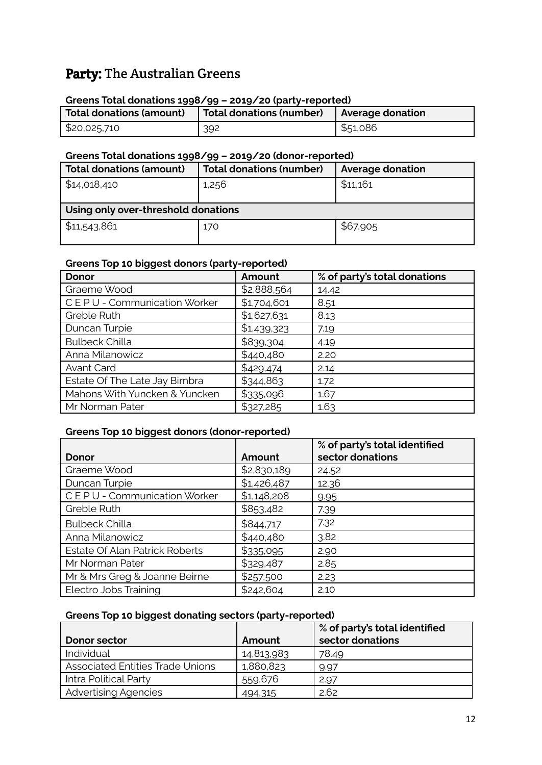# **Party:** The Australian Greens

**Greens Total donations 1998/99 – 2019/20 (party-reported)**

| Total donations (amount) | Total donations (number) | Average donation |
|---|---|---|
| $20,025,710 | 392 | $51,086 |

**Greens Total donations 1998/99 – 2019/20 (donor-reported)**

| Total donations (amount) | Total donations (number) | Average donation |
|---|---|---|
| $14,018,410 | 1,256 | $11,161 |
| **Using only over-threshold donations** | | |
| $11,543,861 | 170 | $67,905 |

**Greens Top 10 biggest donors (party-reported)**

| Donor | Amount | % of party's total donations |
|---|---|---|
| Graeme Wood | $2,888,564 | 14.42 |
| C E P U - Communication Worker | $1,704,601 | 8.51 |
| Greble Ruth | $1,627,631 | 8.13 |
| Duncan Turpie | $1,439,323 | 7.19 |
| Bulbeck Chilla | $839,304 | 4.19 |
| Anna Milanowicz | $440,480 | 2.20 |
| Avant Card | $429,474 | 2.14 |
| Estate Of The Late Jay Birnbra | $344,863 | 1.72 |
| Mahons With Yuncken & Yuncken | $335,096 | 1.67 |
| Mr Norman Pater | $327,285 | 1.63 |

**Greens Top 10 biggest donors (donor-reported)**

| Donor | Amount | % of party's total identified sector donations |
|---|---|---|
| Graeme Wood | $2,830,189 | 24.52 |
| Duncan Turpie | $1,426,487 | 12.36 |
| C E P U - Communication Worker | $1,148,208 | 9.95 |
| Greble Ruth | $853,482 | 7.39 |
| Bulbeck Chilla | $844,717 | 7.32 |
| Anna Milanowicz | $440,480 | 3.82 |
| Estate Of Alan Patrick Roberts | $335,095 | 2.90 |
| Mr Norman Pater | $329,487 | 2.85 |
| Mr & Mrs Greg & Joanne Beirne | $257,500 | 2.23 |
| Electro Jobs Training | $242,604 | 2.10 |

**Greens Top 10 biggest donating sectors (party-reported)**

| Donor sector | Amount | % of party's total identified sector donations |
|---|---|---|
| Individual | 14,813,983 | 78.49 |
| Associated Entities Trade Unions | 1,880,823 | 9.97 |
| Intra Political Party | 559,676 | 2.97 |
| Advertising Agencies | 494,315 | 2.62 |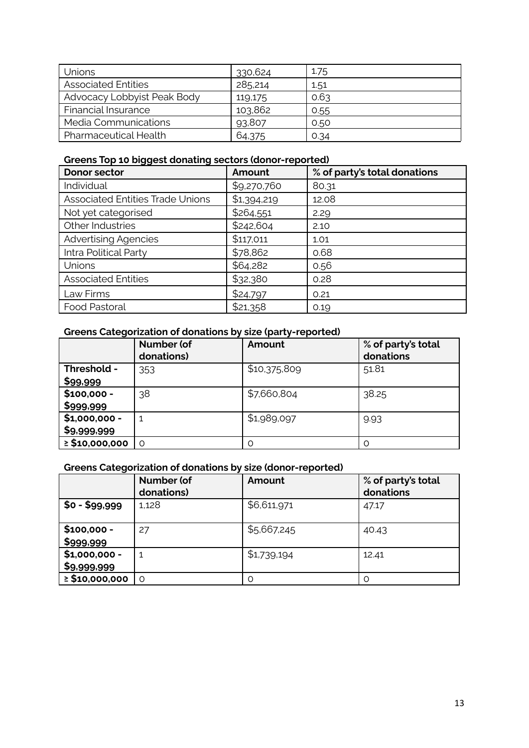| Unions | 330,624 | 1.75 |
| --- | --- | --- |
| Associated Entities | 285,214 | 1.51 |
| Advocacy Lobbyist Peak Body | 119,175 | 0.63 |
| Financial Insurance | 103,862 | 0.55 |
| Media Communications | 93,807 | 0.50 |
| Pharmaceutical Health | 64,375 | 0.34 |

**Greens Top 10 biggest donating sectors (donor-reported)**

| Donor sector | Amount | % of party's total donations |
| --- | --- | --- |
| Individual | $9,270,760 | 80.31 |
| Associated Entities Trade Unions | $1,394,219 | 12.08 |
| Not yet categorised | $264,551 | 2.29 |
| Other Industries | $242,604 | 2.10 |
| Advertising Agencies | $117,011 | 1.01 |
| Intra Political Party | $78,862 | 0.68 |
| Unions | $64,282 | 0.56 |
| Associated Entities | $32,380 | 0.28 |
| Law Firms | $24,797 | 0.21 |
| Food Pastoral | $21,358 | 0.19 |

**Greens Categorization of donations by size (party-reported)**

| | Number (of donations) | Amount | % of party's total donations |
| --- | --- | --- | --- |
| **Threshold - $99,999** | 353 | $10,375,809 | 51.81 |
| **$100,000 - $999,999** | 38 | $7,660,804 | 38.25 |
| **$1,000,000 - $9,999,999** | 1 | $1,989,097 | 9.93 |
| **≥ $10,000,000** | 0 | 0 | 0 |

**Greens Categorization of donations by size (donor-reported)**

| | Number (of donations) | Amount | % of party's total donations |
| --- | --- | --- | --- |
| **$0 - $99,999** | 1,128 | $6,611,971 | 47.17 |
| **$100,000 - $999,999** | 27 | $5,667,245 | 40.43 |
| **$1,000,000 - $9,999,999** | 1 | $1,739,194 | 12.41 |
| **≥ $10,000,000** | 0 | 0 | 0 |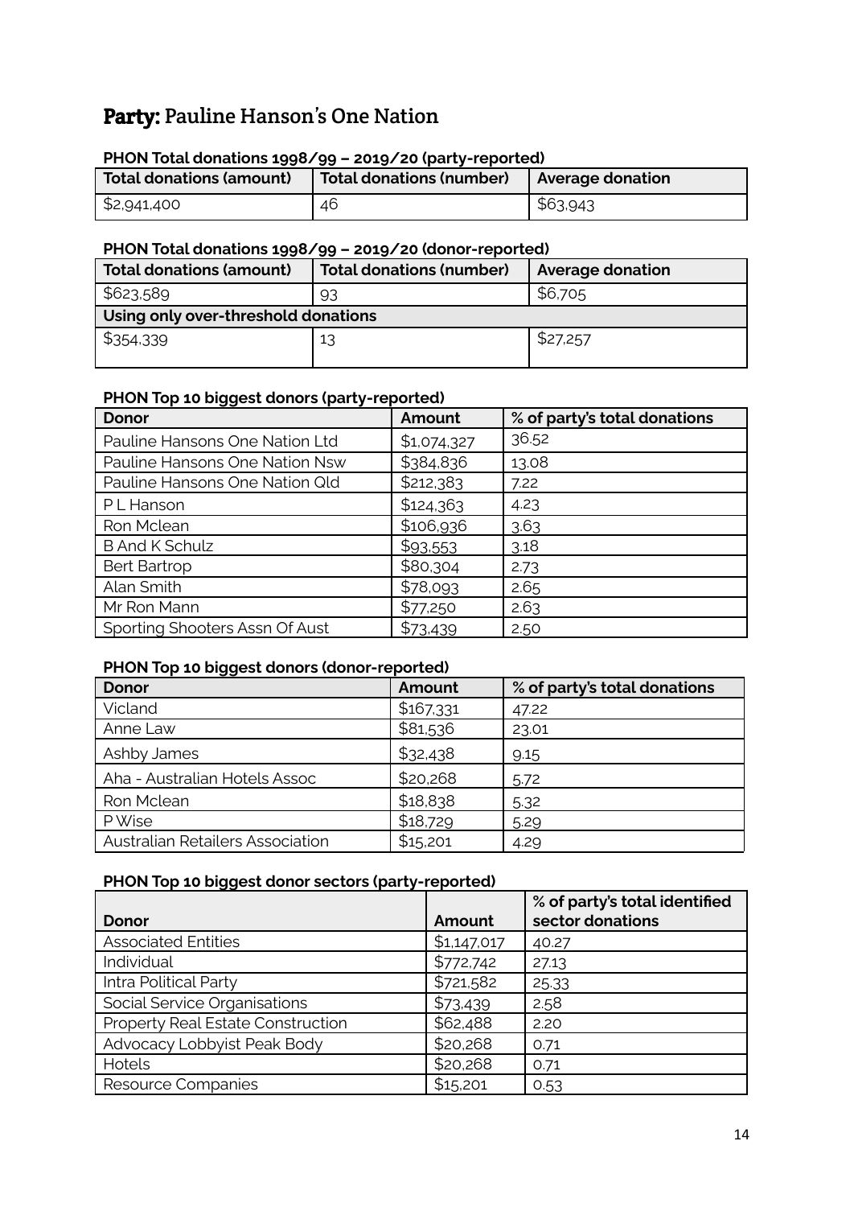## Party: Pauline Hanson's One Nation

**PHON Total donations 1998/99 – 2019/20 (party-reported)**

| Total donations (amount) | Total donations (number) | Average donation |
|---|---|---|
| $2,941,400 | 46 | $63,943 |

**PHON Total donations 1998/99 – 2019/20 (donor-reported)**

| Total donations (amount) | Total donations (number) | Average donation |
|---|---|---|
| $623,589 | 93 | $6,705 |
| **Using only over-threshold donations** | | |
| $354,339 | 13 | $27,257 |

**PHON Top 10 biggest donors (party-reported)**

| Donor | Amount | % of party's total donations |
|---|---|---|
| Pauline Hansons One Nation Ltd | $1,074,327 | 36.52 |
| Pauline Hansons One Nation Nsw | $384,836 | 13.08 |
| Pauline Hansons One Nation Qld | $212,383 | 7.22 |
| P L Hanson | $124,363 | 4.23 |
| Ron Mclean | $106,936 | 3.63 |
| B And K Schulz | $93,553 | 3.18 |
| Bert Bartrop | $80,304 | 2.73 |
| Alan Smith | $78,093 | 2.65 |
| Mr Ron Mann | $77,250 | 2.63 |
| Sporting Shooters Assn Of Aust | $73,439 | 2.50 |

**PHON Top 10 biggest donors (donor-reported)**

| Donor | Amount | % of party's total donations |
|---|---|---|
| Vicland | $167,331 | 47.22 |
| Anne Law | $81,536 | 23.01 |
| Ashby James | $32,438 | 9.15 |
| Aha - Australian Hotels Assoc | $20,268 | 5.72 |
| Ron Mclean | $18,838 | 5.32 |
| P Wise | $18,729 | 5.29 |
| Australian Retailers Association | $15,201 | 4.29 |

**PHON Top 10 biggest donor sectors (party-reported)**

| Donor | Amount | % of party's total identified sector donations |
|---|---|---|
| Associated Entities | $1,147,017 | 40.27 |
| Individual | $772,742 | 27.13 |
| Intra Political Party | $721,582 | 25.33 |
| Social Service Organisations | $73,439 | 2.58 |
| Property Real Estate Construction | $62,488 | 2.20 |
| Advocacy Lobbyist Peak Body | $20,268 | 0.71 |
| Hotels | $20,268 | 0.71 |
| Resource Companies | $15,201 | 0.53 |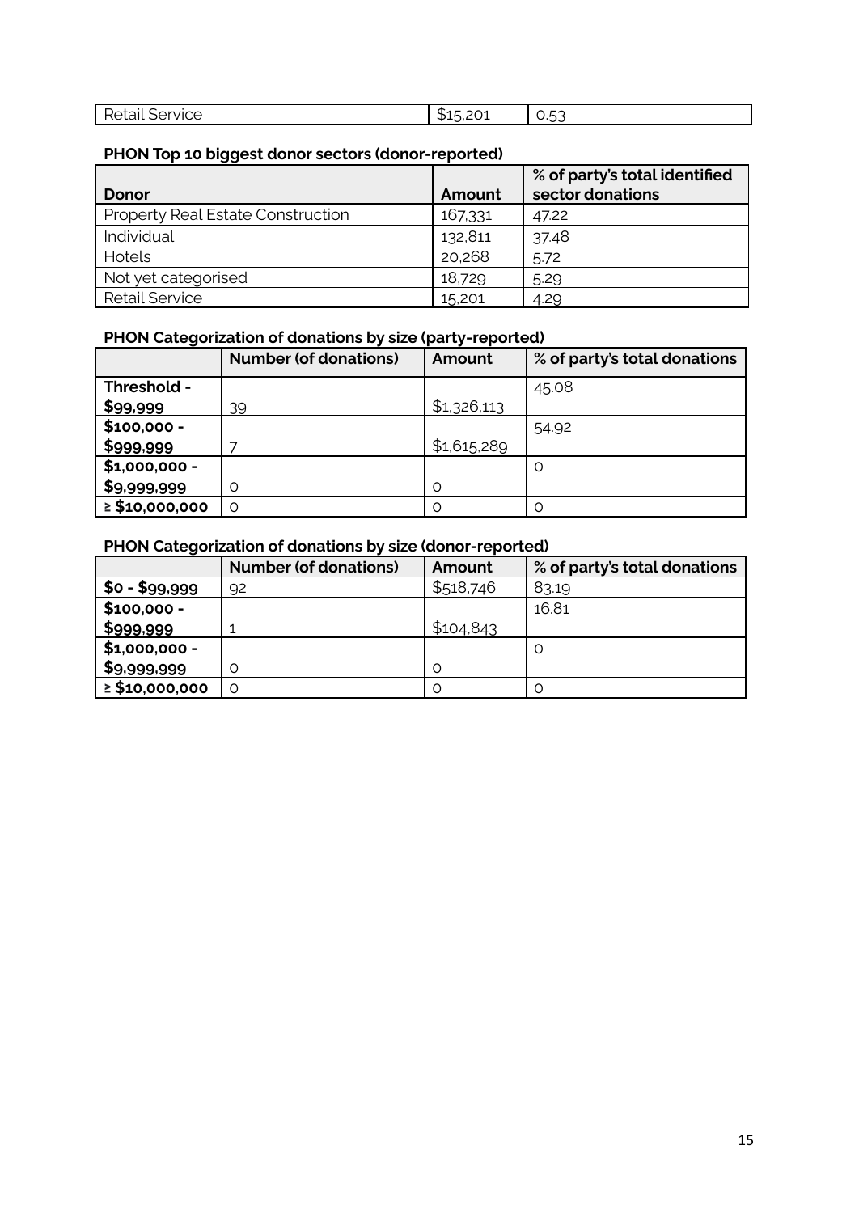| Retail Service | $15,201 | 0.53 |
|---|---|---|

**PHON Top 10 biggest donor sectors (donor-reported)**

| Donor | Amount | % of party's total identified sector donations |
|---|---|---|
| Property Real Estate Construction | 167,331 | 47.22 |
| Individual | 132,811 | 37.48 |
| Hotels | 20,268 | 5.72 |
| Not yet categorised | 18,729 | 5.29 |
| Retail Service | 15,201 | 4.29 |

**PHON Categorization of donations by size (party-reported)**

| | Number (of donations) | Amount | % of party's total donations |
|---|---|---|---|
| **Threshold - $99,999** | 39 | $1,326,113 | 45.08 |
| **$100,000 - $999,999** | 7 | $1,615,289 | 54.92 |
| **$1,000,000 - $9,999,999** | 0 | 0 | 0 |
| **≥ $10,000,000** | 0 | 0 | 0 |

**PHON Categorization of donations by size (donor-reported)**

| | Number (of donations) | Amount | % of party's total donations |
|---|---|---|---|
| **$0 - $99,999** | 92 | $518,746 | 83.19 |
| **$100,000 - $999,999** | 1 | $104,843 | 16.81 |
| **$1,000,000 - $9,999,999** | 0 | 0 | 0 |
| **≥ $10,000,000** | 0 | 0 | 0 |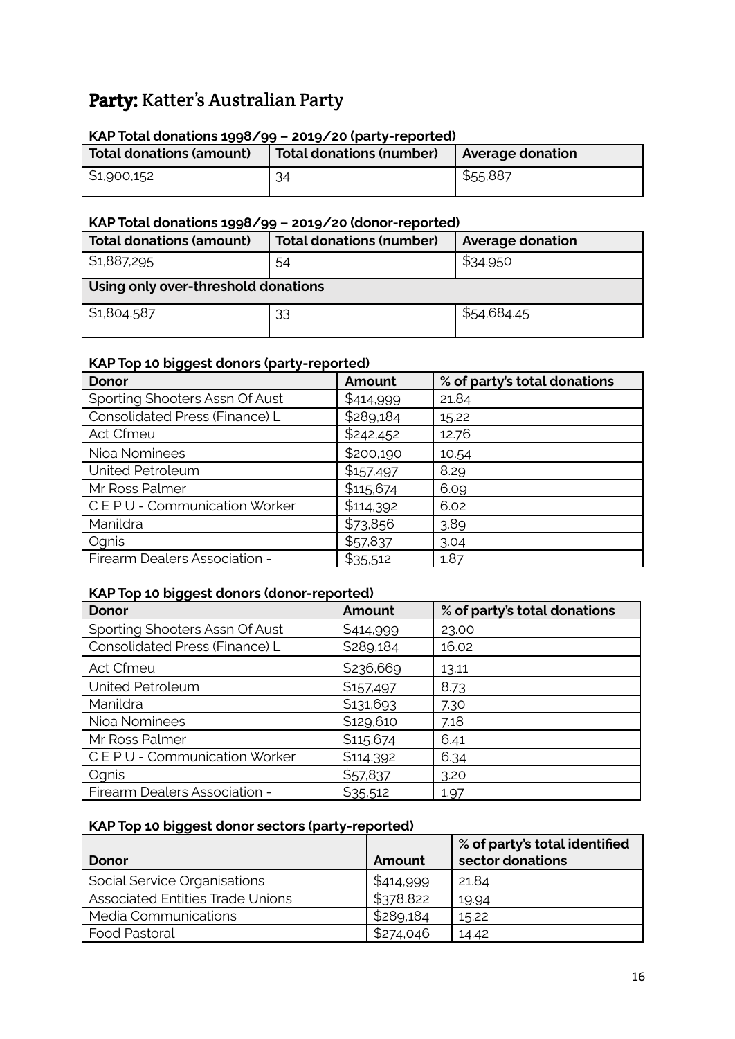## **Party:** Katter's Australian Party

**KAP Total donations 1998/99 – 2019/20 (party-reported)**

| Total donations (amount) | Total donations (number) | Average donation |
|---|---|---|
| $1,900,152 | 34 | $55,887 |

**KAP Total donations 1998/99 – 2019/20 (donor-reported)**

| Total donations (amount) | Total donations (number) | Average donation |
|---|---|---|
| $1,887,295 | 54 | $34,950 |
| **Using only over-threshold donations** | | |
| $1,804,587 | 33 | $54,684.45 |

**KAP Top 10 biggest donors (party-reported)**

| Donor | Amount | % of party's total donations |
|---|---|---|
| Sporting Shooters Assn Of Aust | $414,999 | 21.84 |
| Consolidated Press (Finance) L | $289,184 | 15.22 |
| Act Cfmeu | $242,452 | 12.76 |
| Nioa Nominees | $200,190 | 10.54 |
| United Petroleum | $157,497 | 8.29 |
| Mr Ross Palmer | $115,674 | 6.09 |
| C E P U - Communication Worker | $114,392 | 6.02 |
| Manildra | $73,856 | 3.89 |
| Ognis | $57,837 | 3.04 |
| Firearm Dealers Association - | $35,512 | 1.87 |

**KAP Top 10 biggest donors (donor-reported)**

| Donor | Amount | % of party's total donations |
|---|---|---|
| Sporting Shooters Assn Of Aust | $414,999 | 23.00 |
| Consolidated Press (Finance) L | $289,184 | 16.02 |
| Act Cfmeu | $236,669 | 13.11 |
| United Petroleum | $157,497 | 8.73 |
| Manildra | $131,693 | 7.30 |
| Nioa Nominees | $129,610 | 7.18 |
| Mr Ross Palmer | $115,674 | 6.41 |
| C E P U - Communication Worker | $114,392 | 6.34 |
| Ognis | $57,837 | 3.20 |
| Firearm Dealers Association - | $35,512 | 1.97 |

**KAP Top 10 biggest donor sectors (party-reported)**

| Donor | Amount | % of party's total identified sector donations |
|---|---|---|
| Social Service Organisations | $414,999 | 21.84 |
| Associated Entities Trade Unions | $378,822 | 19.94 |
| Media Communications | $289,184 | 15.22 |
| Food Pastoral | $274,046 | 14.42 |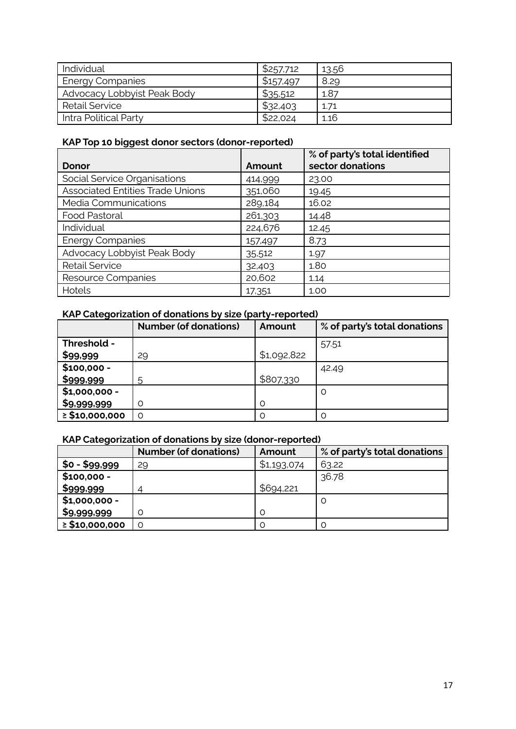| Individual | $257,712 | 13.56 |
|---|---|---|
| Energy Companies | $157,497 | 8.29 |
| Advocacy Lobbyist Peak Body | $35,512 | 1.87 |
| Retail Service | $32,403 | 1.71 |
| Intra Political Party | $22,024 | 1.16 |

**KAP Top 10 biggest donor sectors (donor-reported)**

| Donor | Amount | % of party's total identified sector donations |
|---|---|---|
| Social Service Organisations | 414,999 | 23.00 |
| Associated Entities Trade Unions | 351,060 | 19.45 |
| Media Communications | 289,184 | 16.02 |
| Food Pastoral | 261,303 | 14.48 |
| Individual | 224,676 | 12.45 |
| Energy Companies | 157,497 | 8.73 |
| Advocacy Lobbyist Peak Body | 35,512 | 1.97 |
| Retail Service | 32,403 | 1.80 |
| Resource Companies | 20,602 | 1.14 |
| Hotels | 17,351 | 1.00 |

**KAP Categorization of donations by size (party-reported)**

| | Number (of donations) | Amount | % of party's total donations |
|---|---|---|---|
| **Threshold - $99,999** | 29 | $1,092,822 | 57.51 |
| **$100,000 - $999,999** | 5 | $807,330 | 42.49 |
| **$1,000,000 - $9,999,999** | 0 | 0 | 0 |
| **≥ $10,000,000** | 0 | 0 | 0 |

**KAP Categorization of donations by size (donor-reported)**

| | Number (of donations) | Amount | % of party's total donations |
|---|---|---|---|
| **$0 - $99,999** | 29 | $1,193,074 | 63.22 |
| **$100,000 - $999,999** | 4 | $694,221 | 36.78 |
| **$1,000,000 - $9,999,999** | 0 | 0 | 0 |
| **≥ $10,000,000** | 0 | 0 | 0 |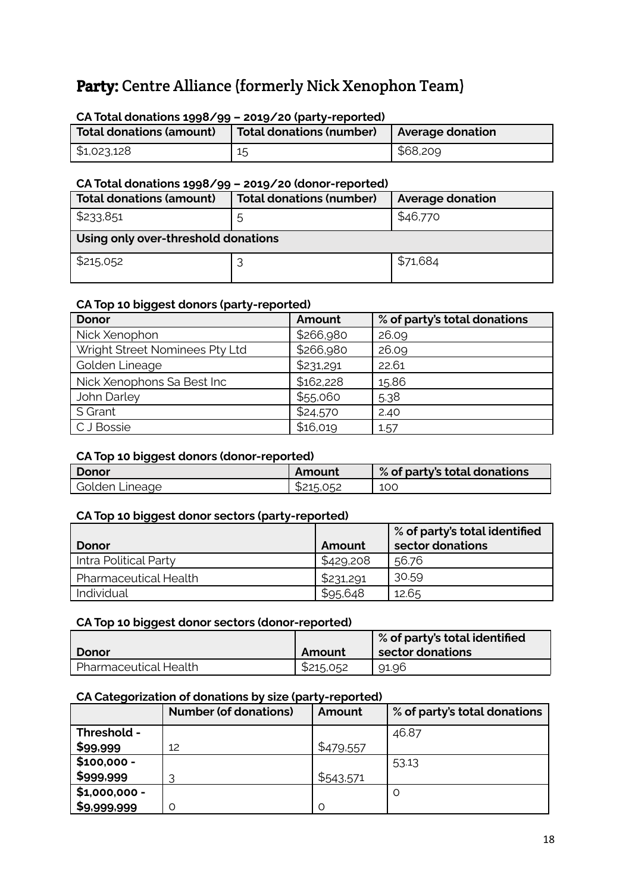## Party: Centre Alliance (formerly Nick Xenophon Team)

**CA Total donations 1998/99 – 2019/20 (party-reported)**

| Total donations (amount) | Total donations (number) | Average donation |
|---|---|---|
| $1,023,128 | 15 | $68,209 |

**CA Total donations 1998/99 – 2019/20 (donor-reported)**

| Total donations (amount) | Total donations (number) | Average donation |
|---|---|---|
| $233,851 | 5 | $46,770 |
| **Using only over-threshold donations** | | |
| $215,052 | 3 | $71,684 |

**CA Top 10 biggest donors (party-reported)**

| Donor | Amount | % of party's total donations |
|---|---|---|
| Nick Xenophon | $266,980 | 26.09 |
| Wright Street Nominees Pty Ltd | $266,980 | 26.09 |
| Golden Lineage | $231,291 | 22.61 |
| Nick Xenophons Sa Best Inc | $162,228 | 15.86 |
| John Darley | $55,060 | 5.38 |
| S Grant | $24,570 | 2.40 |
| C J Bossie | $16,019 | 1.57 |

**CA Top 10 biggest donors (donor-reported)**

| Donor | Amount | % of party's total donations |
|---|---|---|
| Golden Lineage | $215,052 | 100 |

**CA Top 10 biggest donor sectors (party-reported)**

| Donor | Amount | % of party's total identified sector donations |
|---|---|---|
| Intra Political Party | $429,208 | 56.76 |
| Pharmaceutical Health | $231,291 | 30.59 |
| Individual | $95,648 | 12.65 |

**CA Top 10 biggest donor sectors (donor-reported)**

| Donor | Amount | % of party's total identified sector donations |
|---|---|---|
| Pharmaceutical Health | $215,052 | 91.96 |

**CA Categorization of donations by size (party-reported)**

| | Number (of donations) | Amount | % of party's total donations |
|---|---|---|---|
| **Threshold - $99,999** | 12 | $479,557 | 46.87 |
| **$100,000 - $999,999** | 3 | $543,571 | 53.13 |
| **$1,000,000 - $9,999,999** | 0 | 0 | 0 |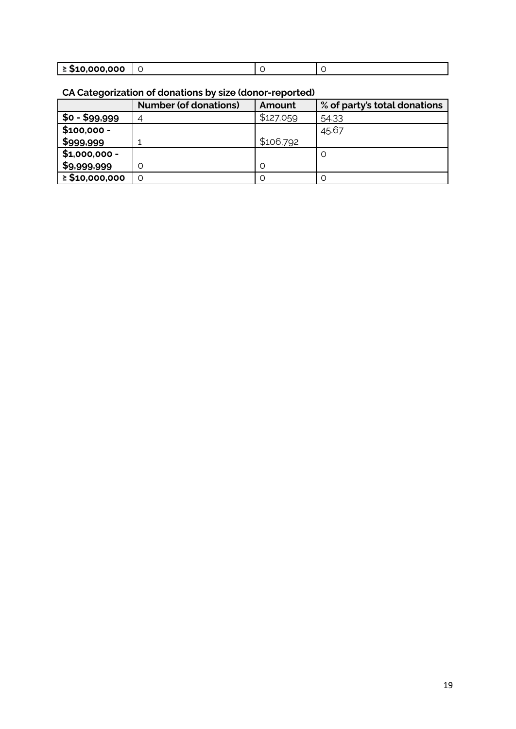| ≥ $10,000,000 | 0 | 0 | 0 |
|---|---|---|---|

**CA Categorization of donations by size (donor-reported)**

| | Number (of donations) | Amount | % of party's total donations |
|---|---|---|---|
| **$0 - $99,999** | 4 | $127,059 | 54.33 |
| **$100,000 - $999,999** | 1 | $106,792 | 45.67 |
| **$1,000,000 - $9,999,999** | 0 | 0 | 0 |
| **≥ $10,000,000** | 0 | 0 | 0 |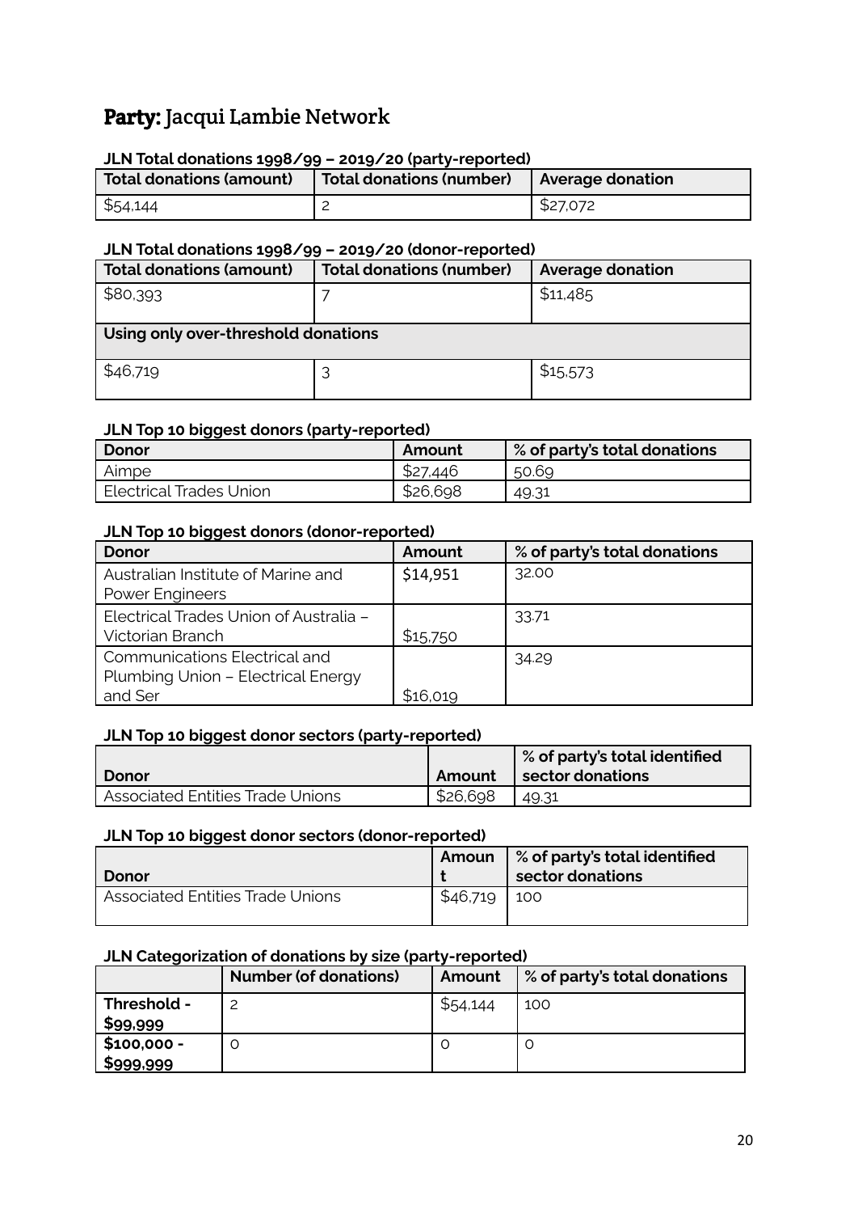## Party: Jacqui Lambie Network

**JLN Total donations 1998/99 – 2019/20 (party-reported)**

| Total donations (amount) | Total donations (number) | Average donation |
|---|---|---|
| $54,144 | 2 | $27,072 |

**JLN Total donations 1998/99 – 2019/20 (donor-reported)**

| Total donations (amount) | Total donations (number) | Average donation |
|---|---|---|
| $80,393 | 7 | $11,485 |
| **Using only over-threshold donations** | | |
| $46,719 | 3 | $15,573 |

**JLN Top 10 biggest donors (party-reported)**

| Donor | Amount | % of party's total donations |
|---|---|---|
| Aimpe | $27,446 | 50.69 |
| Electrical Trades Union | $26,698 | 49.31 |

**JLN Top 10 biggest donors (donor-reported)**

| Donor | Amount | % of party's total donations |
|---|---|---|
| Australian Institute of Marine and Power Engineers | $14,951 | 32.00 |
| Electrical Trades Union of Australia – Victorian Branch | $15,750 | 33.71 |
| Communications Electrical and Plumbing Union – Electrical Energy and Ser | $16,019 | 34.29 |

**JLN Top 10 biggest donor sectors (party-reported)**

| Donor | Amount | % of party's total identified sector donations |
|---|---|---|
| Associated Entities Trade Unions | $26,698 | 49.31 |

**JLN Top 10 biggest donor sectors (donor-reported)**

| Donor | Amount | % of party's total identified sector donations |
|---|---|---|
| Associated Entities Trade Unions | $46,719 | 100 |

**JLN Categorization of donations by size (party-reported)**

| | Number (of donations) | Amount | % of party's total donations |
|---|---|---|---|
| **Threshold - $99,999** | 2 | $54,144 | 100 |
| **$100,000 - $999,999** | 0 | 0 | 0 |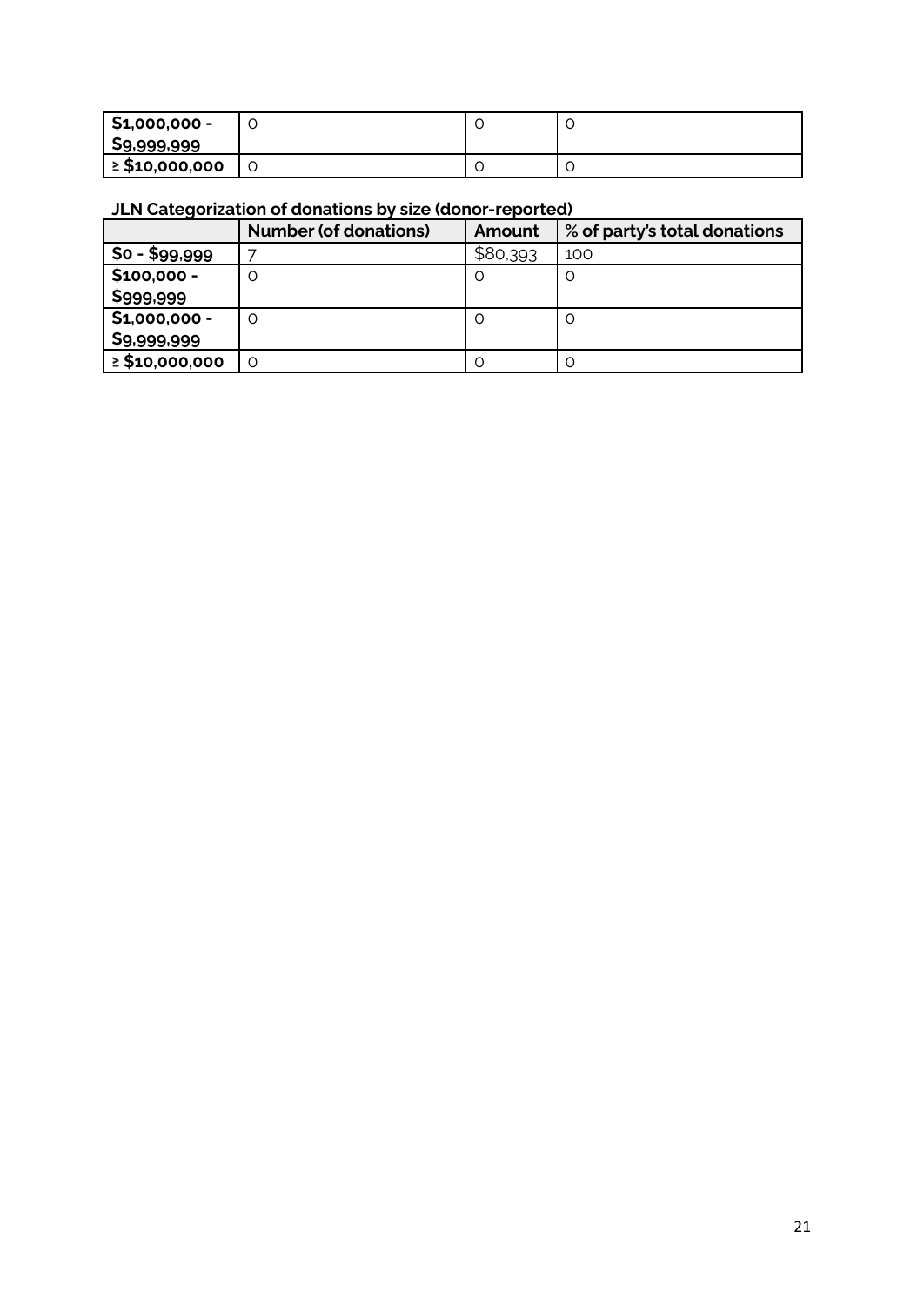| | | | |
|---|---|---|---|
| **$1,000,000 - $9,999,999** | 0 | 0 | 0 |
| **≥ $10,000,000** | 0 | 0 | 0 |

**JLN Categorization of donations by size (donor-reported)**

| | Number (of donations) | Amount | % of party's total donations |
|---|---|---|---|
| **$0 - $99,999** | 7 | $80,393 | 100 |
| **$100,000 - $999,999** | 0 | 0 | 0 |
| **$1,000,000 - $9,999,999** | 0 | 0 | 0 |
| **≥ $10,000,000** | 0 | 0 | 0 |